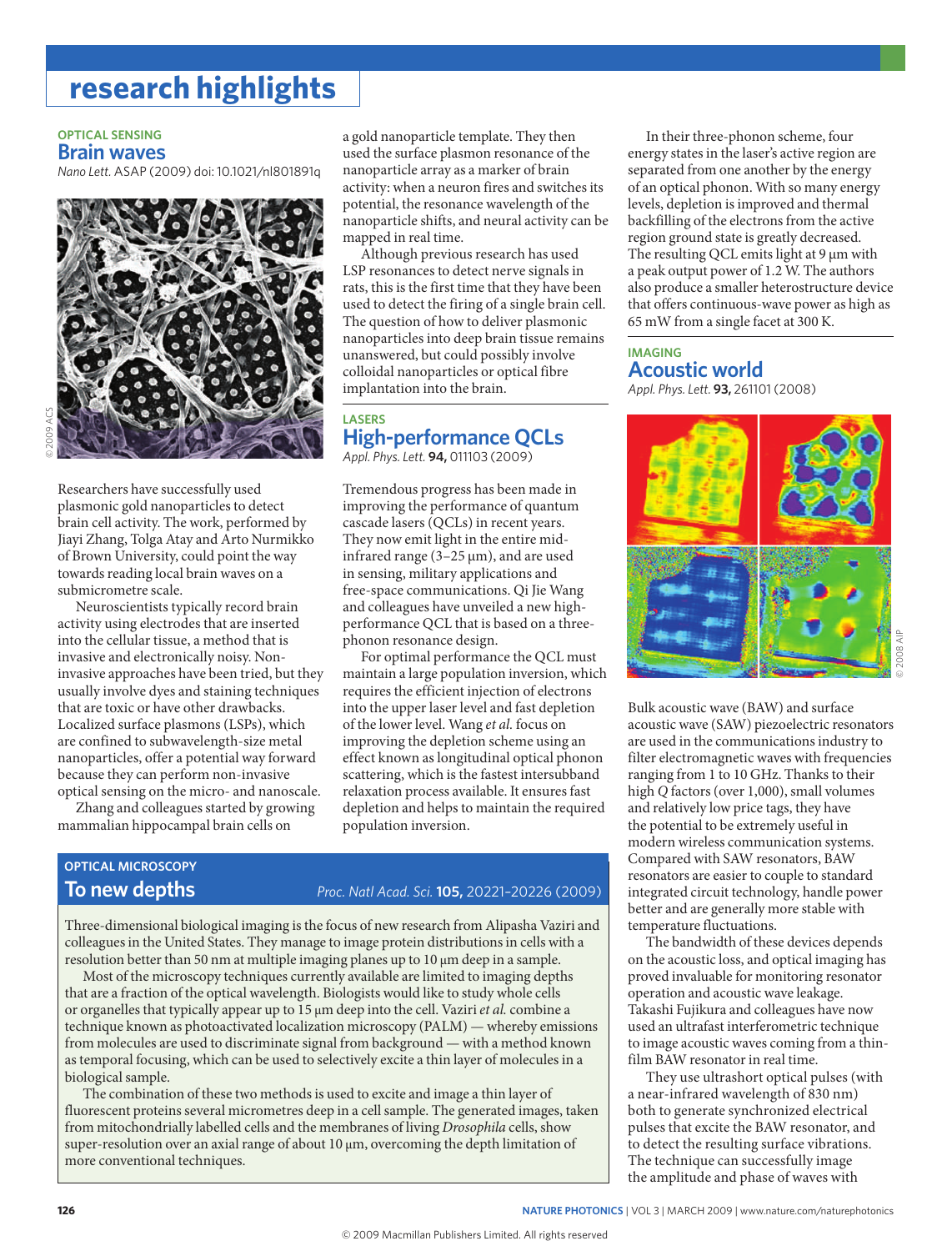# research highlights

## OPTICAL SENSING

### Brain waves

*Nano Lett.* ASAP (2009) doi: 10.1021/nl801891q

© 2009 ACS

Researchers have successfully used plasmonic gold nanoparticles to detect brain cell activity. The work, performed by Jiayi Zhang, Tolga Atay and Arto Nurmikko of Brown University, could point the way towards reading local brain waves on a submicrometre scale.

Neuroscientists typically record brain activity using electrodes that are inserted into the cellular tissue, a method that is invasive and electronically noisy. Non-invasive approaches have been tried, but they usually involve dyes and staining techniques that are toxic or have other drawbacks. Localized surface plasmons (LSPs), which are confined to subwavelength-size metal nanoparticles, offer a potential way forward because they can perform non-invasive optical sensing on the micro- and nanoscale.

Zhang and colleagues started by growing mammalian hippocampal brain cells on a gold nanoparticle template. They then used the surface plasmon resonance of the nanoparticle array as a marker of brain activity: when a neuron fires and switches its potential, the resonance wavelength of the nanoparticle shifts, and neural activity can be mapped in real time.

Although previous research has used LSP resonances to detect nerve signals in rats, this is the first time that they have been used to detect the firing of a single brain cell. The question of how to deliver plasmonic nanoparticles into deep brain tissue remains unanswered, but could possibly involve colloidal nanoparticles or optical fibre implantation into the brain.

## LASERS

### High-performance QCLs

*Appl. Phys. Lett.* **94,** 011103 (2009)

Tremendous progress has been made in improving the performance of quantum cascade lasers (QCLs) in recent years. They now emit light in the entire mid-infrared range (3–25 μm), and are used in sensing, military applications and free-space communications. Qi Jie Wang and colleagues have unveiled a new high-performance QCL that is based on a three-phonon resonance design.

For optimal performance the QCL must maintain a large population inversion, which requires the efficient injection of electrons into the upper laser level and fast depletion of the lower level. Wang *et al.* focus on improving the depletion scheme using an effect known as longitudinal optical phonon scattering, which is the fastest intersubband relaxation process available. It ensures fast depletion and helps to maintain the required population inversion.

In their three-phonon scheme, four energy states in the laser's active region are separated from one another by the energy of an optical phonon. With so many energy levels, depletion is improved and thermal backfilling of the electrons from the active region ground state is greatly decreased. The resulting QCL emits light at 9 μm with a peak output power of 1.2 W. The authors also produce a smaller heterostructure device that offers continuous-wave power as high as 65 mW from a single facet at 300 K.

## OPTICAL MICROSCOPY

### To new depths

*Proc. Natl Acad. Sci.* **105,** 20221–20226 (2009)

Three-dimensional biological imaging is the focus of new research from Alipasha Vaziri and colleagues in the United States. They manage to image protein distributions in cells with a resolution better than 50 nm at multiple imaging planes up to 10 μm deep in a sample.

Most of the microscopy techniques currently available are limited to imaging depths that are a fraction of the optical wavelength. Biologists would like to study whole cells or organelles that typically appear up to 15 μm deep into the cell. Vaziri *et al.* combine a technique known as photoactivated localization microscopy (PALM) — whereby emissions from molecules are used to discriminate signal from background — with a method known as temporal focusing, which can be used to selectively excite a thin layer of molecules in a biological sample.

The combination of these two methods is used to excite and image a thin layer of fluorescent proteins several micrometres deep in a cell sample. The generated images, taken from mitochondrially labelled cells and the membranes of living *Drosophila* cells, show super-resolution over an axial range of about 10 μm, overcoming the depth limitation of more conventional techniques.

## IMAGING

### Acoustic world

*Appl. Phys. Lett.* **93,** 261101 (2008)

© 2008 AIP

Bulk acoustic wave (BAW) and surface acoustic wave (SAW) piezoelectric resonators are used in the communications industry to filter electromagnetic waves with frequencies ranging from 1 to 10 GHz. Thanks to their high *Q* factors (over 1,000), small volumes and relatively low price tags, they have the potential to be extremely useful in modern wireless communication systems. Compared with SAW resonators, BAW resonators are easier to couple to standard integrated circuit technology, handle power better and are generally more stable with temperature fluctuations.

The bandwidth of these devices depends on the acoustic loss, and optical imaging has proved invaluable for monitoring resonator operation and acoustic wave leakage. Takashi Fujikura and colleagues have now used an ultrafast interferometric technique to image acoustic waves coming from a thin-film BAW resonator in real time.

They use ultrashort optical pulses (with a near-infrared wavelength of 830 nm) both to generate synchronized electrical pulses that excite the BAW resonator, and to detect the resulting surface vibrations. The technique can successfully image the amplitude and phase of waves with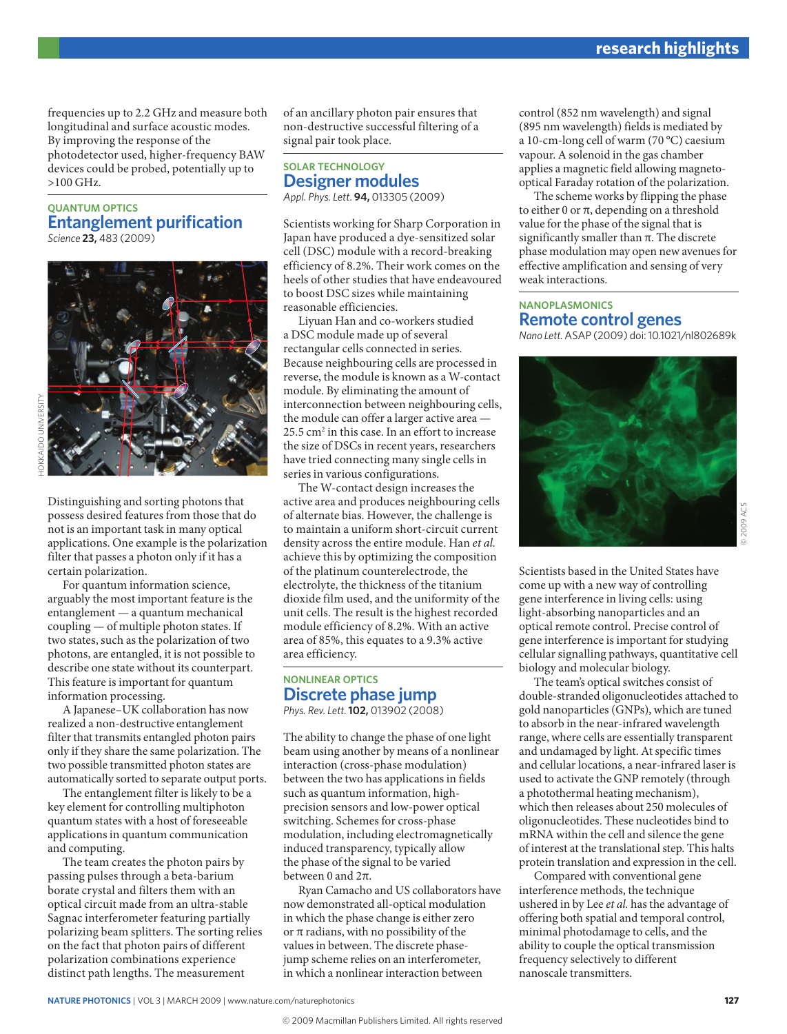frequencies up to 2.2 GHz and measure both longitudinal and surface acoustic modes. By improving the response of the photodetector used, higher-frequency BAW devices could be probed, potentially up to >100 GHz.

QUANTUM OPTICS

## Entanglement purification

*Science* **23,** 483 (2009)

HOKKAIDO UNIVERSITY

Distinguishing and sorting photons that possess desired features from those that do not is an important task in many optical applications. One example is the polarization filter that passes a photon only if it has a certain polarization.

For quantum information science, arguably the most important feature is the entanglement — a quantum mechanical coupling — of multiple photon states. If two states, such as the polarization of two photons, are entangled, it is not possible to describe one state without its counterpart. This feature is important for quantum information processing.

A Japanese–UK collaboration has now realized a non-destructive entanglement filter that transmits entangled photon pairs only if they share the same polarization. The two possible transmitted photon states are automatically sorted to separate output ports.

The entanglement filter is likely to be a key element for controlling multiphoton quantum states with a host of foreseeable applications in quantum communication and computing.

The team creates the photon pairs by passing pulses through a beta-barium borate crystal and filters them with an optical circuit made from an ultra-stable Sagnac interferometer featuring partially polarizing beam splitters. The sorting relies on the fact that photon pairs of different polarization combinations experience distinct path lengths. The measurement of an ancillary photon pair ensures that non-destructive successful filtering of a signal pair took place.

SOLAR TECHNOLOGY

## Designer modules

*Appl. Phys. Lett.* **94,** 013305 (2009)

Scientists working for Sharp Corporation in Japan have produced a dye-sensitized solar cell (DSC) module with a record-breaking efficiency of 8.2%. Their work comes on the heels of other studies that have endeavoured to boost DSC sizes while maintaining reasonable efficiencies.

Liyuan Han and co-workers studied a DSC module made up of several rectangular cells connected in series. Because neighbouring cells are processed in reverse, the module is known as a W-contact module. By eliminating the amount of interconnection between neighbouring cells, the module can offer a larger active area — 25.5 cm$^2$ in this case. In an effort to increase the size of DSCs in recent years, researchers have tried connecting many single cells in series in various configurations.

The W-contact design increases the active area and produces neighbouring cells of alternate bias. However, the challenge is to maintain a uniform short-circuit current density across the entire module. Han *et al.* achieve this by optimizing the composition of the platinum counterelectrode, the electrolyte, the thickness of the titanium dioxide film used, and the uniformity of the unit cells. The result is the highest recorded module efficiency of 8.2%. With an active area of 85%, this equates to a 9.3% active area efficiency.

NONLINEAR OPTICS

## Discrete phase jump

*Phys. Rev. Lett.* **102,** 013902 (2008)

The ability to change the phase of one light beam using another by means of a nonlinear interaction (cross-phase modulation) between the two has applications in fields such as quantum information, high-precision sensors and low-power optical switching. Schemes for cross-phase modulation, including electromagnetically induced transparency, typically allow the phase of the signal to be varied between 0 and 2π.

Ryan Camacho and US collaborators have now demonstrated all-optical modulation in which the phase change is either zero or π radians, with no possibility of the values in between. The discrete phase-jump scheme relies on an interferometer, in which a nonlinear interaction between control (852 nm wavelength) and signal (895 nm wavelength) fields is mediated by a 10-cm-long cell of warm (70 °C) caesium vapour. A solenoid in the gas chamber applies a magnetic field allowing magneto-optical Faraday rotation of the polarization.

The scheme works by flipping the phase to either 0 or π, depending on a threshold value for the phase of the signal that is significantly smaller than π. The discrete phase modulation may open new avenues for effective amplification and sensing of very weak interactions.

NANOPLASMONICS

## Remote control genes

*Nano Lett.* ASAP (2009) doi: 10.1021/nl802689k

© 2009 ACS

Scientists based in the United States have come up with a new way of controlling gene interference in living cells: using light-absorbing nanoparticles and an optical remote control. Precise control of gene interference is important for studying cellular signalling pathways, quantitative cell biology and molecular biology.

The team's optical switches consist of double-stranded oligonucleotides attached to gold nanoparticles (GNPs), which are tuned to absorb in the near-infrared wavelength range, where cells are essentially transparent and undamaged by light. At specific times and cellular locations, a near-infrared laser is used to activate the GNP remotely (through a photothermal heating mechanism), which then releases about 250 molecules of oligonucleotides. These nucleotides bind to mRNA within the cell and silence the gene of interest at the translational step. This halts protein translation and expression in the cell.

Compared with conventional gene interference methods, the technique ushered in by Lee *et al.* has the advantage of offering both spatial and temporal control, minimal photodamage to cells, and the ability to couple the optical transmission frequency selectively to different nanoscale transmitters.